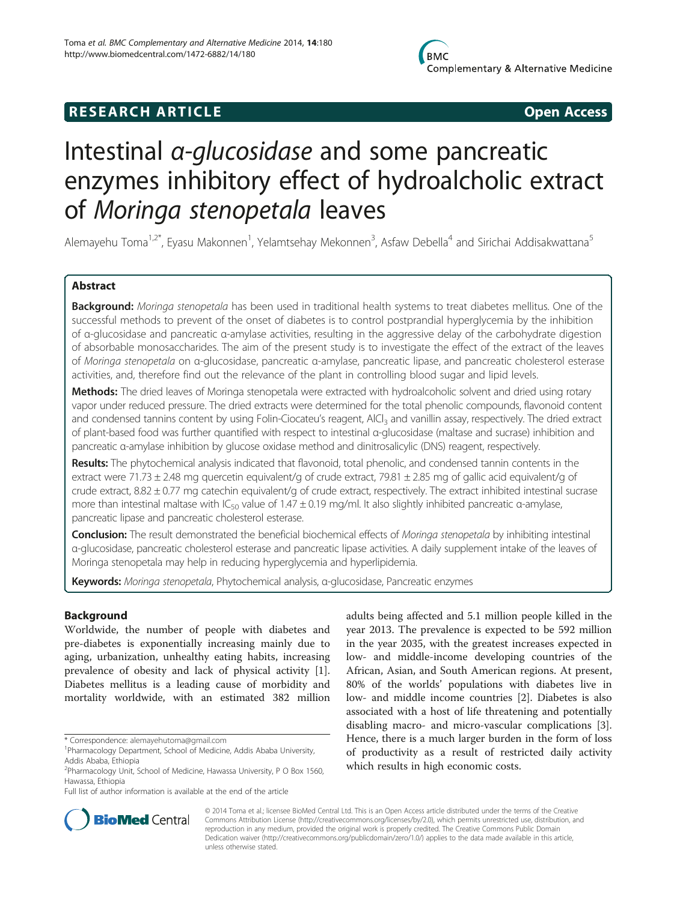**RESEARCH ARTICLE** **Open Access**

# Intestinal *α-glucosidase* and some pancreatic enzymes inhibitory effect of hydroalcholic extract of *Moringa stenopetala* leaves

Alemayehu Toma[1,2*], Eyasu Makonnen[1], Yelamtsehay Mekonnen[3], Asfaw Debella[4] and Sirichai Addisakwattana[5]

## Abstract

**Background:** *Moringa stenopetala* has been used in traditional health systems to treat diabetes mellitus. One of the successful methods to prevent of the onset of diabetes is to control postprandial hyperglycemia by the inhibition of α-glucosidase and pancreatic α-amylase activities, resulting in the aggressive delay of the carbohydrate digestion of absorbable monosaccharides. The aim of the present study is to investigate the effect of the extract of the leaves of *Moringa stenopetala* on α-glucosidase, pancreatic α-amylase, pancreatic lipase, and pancreatic cholesterol esterase activities, and, therefore find out the relevance of the plant in controlling blood sugar and lipid levels.

**Methods:** The dried leaves of Moringa stenopetala were extracted with hydroalcoholic solvent and dried using rotary vapor under reduced pressure. The dried extracts were determined for the total phenolic compounds, flavonoid content and condensed tannins content by using Folin-Ciocateu's reagent, $AlCl_3$ and vanillin assay, respectively. The dried extract of plant-based food was further quantified with respect to intestinal α-glucosidase (maltase and sucrase) inhibition and pancreatic α-amylase inhibition by glucose oxidase method and dinitrosalicylic (DNS) reagent, respectively.

**Results:** The phytochemical analysis indicated that flavonoid, total phenolic, and condensed tannin contents in the extract were 71.73 ± 2.48 mg quercetin equivalent/g of crude extract, 79.81 ± 2.85 mg of gallic acid equivalent/g of crude extract, 8.82 ± 0.77 mg catechin equivalent/g of crude extract, respectively. The extract inhibited intestinal sucrase more than intestinal maltase with $IC_{50}$ value of 1.47 ± 0.19 mg/ml. It also slightly inhibited pancreatic α-amylase, pancreatic lipase and pancreatic cholesterol esterase.

**Conclusion:** The result demonstrated the beneficial biochemical effects of *Moringa stenopetala* by inhibiting intestinal α-glucosidase, pancreatic cholesterol esterase and pancreatic lipase activities. A daily supplement intake of the leaves of Moringa stenopetala may help in reducing hyperglycemia and hyperlipidemia.

**Keywords:** *Moringa stenopetala*, Phytochemical analysis, α-glucosidase, Pancreatic enzymes

## Background

Worldwide, the number of people with diabetes and pre-diabetes is exponentially increasing mainly due to aging, urbanization, unhealthy eating habits, increasing prevalence of obesity and lack of physical activity [1]. Diabetes mellitus is a leading cause of morbidity and mortality worldwide, with an estimated 382 million adults being affected and 5.1 million people killed in the year 2013. The prevalence is expected to be 592 million in the year 2035, with the greatest increases expected in low- and middle-income developing countries of the African, Asian, and South American regions. At present, 80% of the worlds' populations with diabetes live in low- and middle income countries [2]. Diabetes is also associated with a host of life threatening and potentially disabling macro- and micro-vascular complications [3]. Hence, there is a much larger burden in the form of loss of productivity as a result of restricted daily activity which results in high economic costs.

\* Correspondence: alemayehutoma@gmail.com
[1]Pharmacology Department, School of Medicine, Addis Ababa University, Addis Ababa, Ethiopia
[2]Pharmacology Unit, School of Medicine, Hawassa University, P O Box 1560, Hawassa, Ethiopia
Full list of author information is available at the end of the article

© 2014 Toma et al.; licensee BioMed Central Ltd. This is an Open Access article distributed under the terms of the Creative Commons Attribution License (http://creativecommons.org/licenses/by/2.0), which permits unrestricted use, distribution, and reproduction in any medium, provided the original work is properly credited. The Creative Commons Public Domain Dedication waiver (http://creativecommons.org/publicdomain/zero/1.0/) applies to the data made available in this article, unless otherwise stated.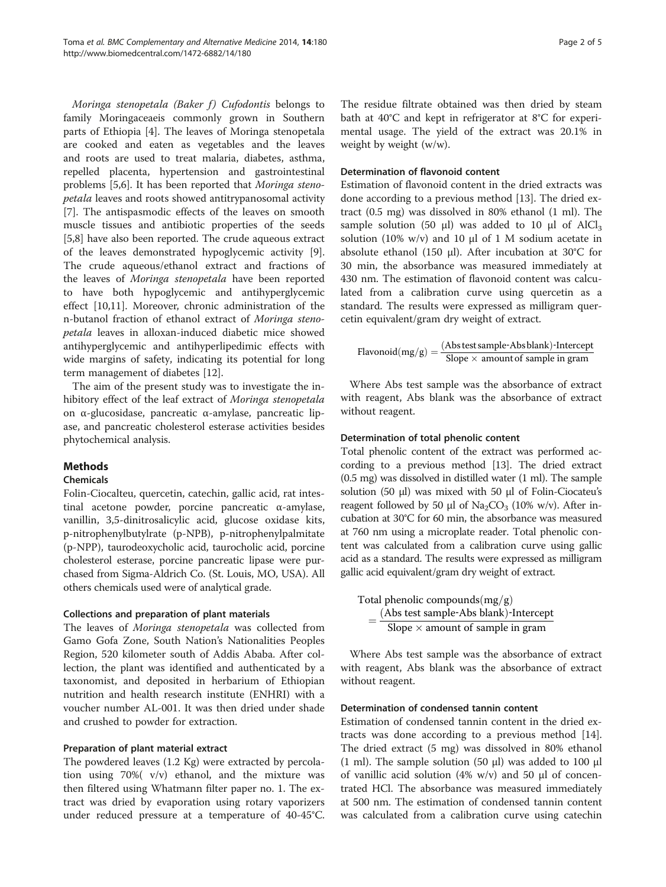*Moringa stenopetala (Baker f) Cufodontis* belongs to family Moringaceaeis commonly grown in Southern parts of Ethiopia [4]. The leaves of Moringa stenopetala are cooked and eaten as vegetables and the leaves and roots are used to treat malaria, diabetes, asthma, repelled placenta, hypertension and gastrointestinal problems [5,6]. It has been reported that *Moringa stenopetala* leaves and roots showed antitrypanosomal activity [7]. The antispasmodic effects of the leaves on smooth muscle tissues and antibiotic properties of the seeds [5,8] have also been reported. The crude aqueous extract of the leaves demonstrated hypoglycemic activity [9]. The crude aqueous/ethanol extract and fractions of the leaves of *Moringa stenopetala* have been reported to have both hypoglycemic and antihyperglycemic effect [10,11]. Moreover, chronic administration of the n-butanol fraction of ethanol extract of *Moringa stenopetala* leaves in alloxan-induced diabetic mice showed antihyperglycemic and antihyperlipedimic effects with wide margins of safety, indicating its potential for long term management of diabetes [12].

The aim of the present study was to investigate the inhibitory effect of the leaf extract of *Moringa stenopetala* on α-glucosidase, pancreatic α-amylase, pancreatic lipase, and pancreatic cholesterol esterase activities besides phytochemical analysis.

## Methods

### Chemicals

Folin-Ciocalteu, quercetin, catechin, gallic acid, rat intestinal acetone powder, porcine pancreatic α-amylase, vanillin, 3,5-dinitrosalicylic acid, glucose oxidase kits, p-nitrophenylbutylrate (p-NPB), p-nitrophenylpalmitate (p-NPP), taurodeoxycholic acid, taurocholic acid, porcine cholesterol esterase, porcine pancreatic lipase were purchased from Sigma-Aldrich Co. (St. Louis, MO, USA). All others chemicals used were of analytical grade.

### Collections and preparation of plant materials

The leaves of *Moringa stenopetala* was collected from Gamo Gofa Zone, South Nation's Nationalities Peoples Region, 520 kilometer south of Addis Ababa. After collection, the plant was identified and authenticated by a taxonomist, and deposited in herbarium of Ethiopian nutrition and health research institute (ENHRI) with a voucher number AL-001. It was then dried under shade and crushed to powder for extraction.

### Preparation of plant material extract

The powdered leaves (1.2 Kg) were extracted by percolation using 70%( v/v) ethanol, and the mixture was then filtered using Whatmann filter paper no. 1. The extract was dried by evaporation using rotary vaporizers under reduced pressure at a temperature of 40-45°C. The residue filtrate obtained was then dried by steam bath at 40°C and kept in refrigerator at 8°C for experimental usage. The yield of the extract was 20.1% in weight by weight (w/w).

### Determination of flavonoid content

Estimation of flavonoid content in the dried extracts was done according to a previous method [13]. The dried extract (0.5 mg) was dissolved in 80% ethanol (1 ml). The sample solution (50 μl) was added to 10 μl of $AlCl_3$ solution (10% w/v) and 10 μl of 1 M sodium acetate in absolute ethanol (150 μl). After incubation at 30°C for 30 min, the absorbance was measured immediately at 430 nm. The estimation of flavonoid content was calculated from a calibration curve using quercetin as a standard. The results were expressed as milligram quercetin equivalent/gram dry weight of extract.

$$\text{Flavonoid(mg/g)} = \frac{\text{(Abs test sample-Abs blank)-Intercept}}{\text{Slope} \times \text{ amount of sample in gram}}$$

Where Abs test sample was the absorbance of extract with reagent, Abs blank was the absorbance of extract without reagent.

### Determination of total phenolic content

Total phenolic content of the extract was performed according to a previous method [13]. The dried extract (0.5 mg) was dissolved in distilled water (1 ml). The sample solution (50 μl) was mixed with 50 μl of Folin-Ciocateu's reagent followed by 50 μl of $Na_2CO_3$ (10% w/v). After incubation at 30°C for 60 min, the absorbance was measured at 760 nm using a microplate reader. Total phenolic content was calculated from a calibration curve using gallic acid as a standard. The results were expressed as milligram gallic acid equivalent/gram dry weight of extract.

$$\text{Total phenolic compounds(mg/g)} = \frac{\text{(Abs test sample-Abs blank)-Intercept}}{\text{Slope} \times \text{amount of sample in gram}}$$

Where Abs test sample was the absorbance of extract with reagent, Abs blank was the absorbance of extract without reagent.

### Determination of condensed tannin content

Estimation of condensed tannin content in the dried extracts was done according to a previous method [14]. The dried extract (5 mg) was dissolved in 80% ethanol (1 ml). The sample solution (50 μl) was added to 100 μl of vanillic acid solution (4% w/v) and 50 μl of concentrated HCl. The absorbance was measured immediately at 500 nm. The estimation of condensed tannin content was calculated from a calibration curve using catechin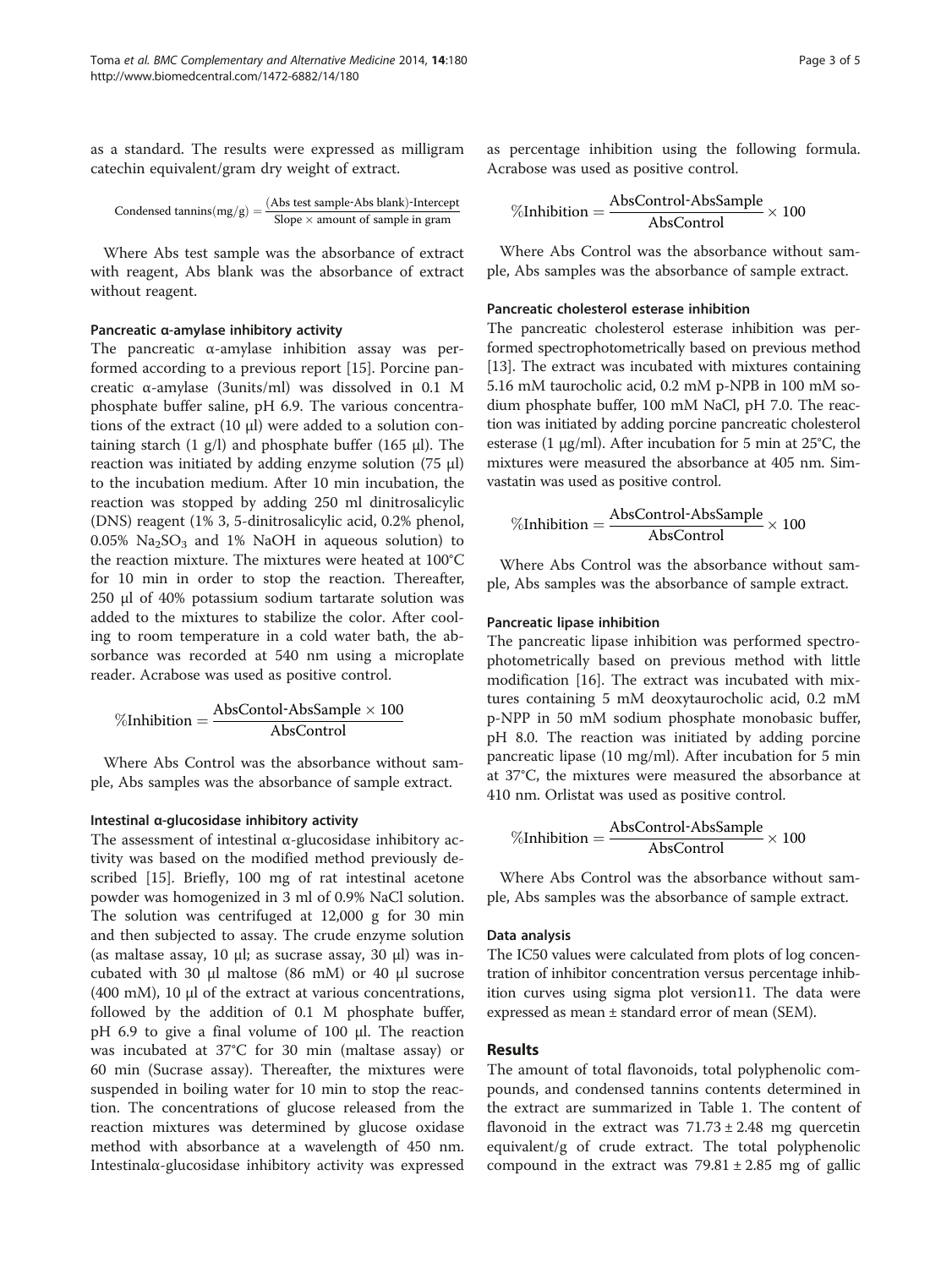as a standard. The results were expressed as milligram catechin equivalent/gram dry weight of extract.

$$\text{Condensed tannins(mg/g)} = \frac{\text{(Abs test sample-Abs blank)-Intercept}}{\text{Slope} \times \text{amount of sample in gram}}$$

Where Abs test sample was the absorbance of extract with reagent, Abs blank was the absorbance of extract without reagent.

#### Pancreatic α-amylase inhibitory activity

The pancreatic α-amylase inhibition assay was performed according to a previous report [15]. Porcine pancreatic α-amylase (3units/ml) was dissolved in 0.1 M phosphate buffer saline, pH 6.9. The various concentrations of the extract (10 μl) were added to a solution containing starch (1 g/l) and phosphate buffer (165 μl). The reaction was initiated by adding enzyme solution (75 μl) to the incubation medium. After 10 min incubation, the reaction was stopped by adding 250 ml dinitrosalicylic (DNS) reagent (1% 3, 5-dinitrosalicylic acid, 0.2% phenol, 0.05% $Na_2SO_3$ and 1% NaOH in aqueous solution) to the reaction mixture. The mixtures were heated at 100°C for 10 min in order to stop the reaction. Thereafter, 250 μl of 40% potassium sodium tartarate solution was added to the mixtures to stabilize the color. After cooling to room temperature in a cold water bath, the absorbance was recorded at 540 nm using a microplate reader. Acrabose was used as positive control.

$$\%\text{Inhibition} = \frac{\text{AbsContol-AbsSample} \times 100}{\text{AbsControl}}$$

Where Abs Control was the absorbance without sample, Abs samples was the absorbance of sample extract.

#### Intestinal α-glucosidase inhibitory activity

The assessment of intestinal α-glucosidase inhibitory activity was based on the modified method previously described [15]. Briefly, 100 mg of rat intestinal acetone powder was homogenized in 3 ml of 0.9% NaCl solution. The solution was centrifuged at 12,000 g for 30 min and then subjected to assay. The crude enzyme solution (as maltase assay, 10 μl; as sucrase assay, 30 μl) was incubated with 30 μl maltose (86 mM) or 40 μl sucrose (400 mM), 10 μl of the extract at various concentrations, followed by the addition of 0.1 M phosphate buffer, pH 6.9 to give a final volume of 100 μl. The reaction was incubated at 37°C for 30 min (maltase assay) or 60 min (Sucrase assay). Thereafter, the mixtures were suspended in boiling water for 10 min to stop the reaction. The concentrations of glucose released from the reaction mixtures was determined by glucose oxidase method with absorbance at a wavelength of 450 nm. Intestinalα-glucosidase inhibitory activity was expressed as percentage inhibition using the following formula. Acrabose was used as positive control.

$$\%\text{Inhibition} = \frac{\text{AbsControl-AbsSample}}{\text{AbsControl}} \times 100$$

Where Abs Control was the absorbance without sample, Abs samples was the absorbance of sample extract.

#### Pancreatic cholesterol esterase inhibition

The pancreatic cholesterol esterase inhibition was performed spectrophotometrically based on previous method [13]. The extract was incubated with mixtures containing 5.16 mM taurocholic acid, 0.2 mM p-NPB in 100 mM sodium phosphate buffer, 100 mM NaCl, pH 7.0. The reaction was initiated by adding porcine pancreatic cholesterol esterase (1 μg/ml). After incubation for 5 min at 25°C, the mixtures were measured the absorbance at 405 nm. Simvastatin was used as positive control.

$$\%\text{Inhibition} = \frac{\text{AbsControl-AbsSample}}{\text{AbsControl}} \times 100$$

Where Abs Control was the absorbance without sample, Abs samples was the absorbance of sample extract.

#### Pancreatic lipase inhibition

The pancreatic lipase inhibition was performed spectrophotometrically based on previous method with little modification [16]. The extract was incubated with mixtures containing 5 mM deoxytaurocholic acid, 0.2 mM p-NPP in 50 mM sodium phosphate monobasic buffer, pH 8.0. The reaction was initiated by adding porcine pancreatic lipase (10 mg/ml). After incubation for 5 min at 37°C, the mixtures were measured the absorbance at 410 nm. Orlistat was used as positive control.

$$\%\text{Inhibition} = \frac{\text{AbsControl-AbsSample}}{\text{AbsControl}} \times 100$$

Where Abs Control was the absorbance without sample, Abs samples was the absorbance of sample extract.

#### Data analysis

The IC50 values were calculated from plots of log concentration of inhibitor concentration versus percentage inhibition curves using sigma plot version11. The data were expressed as mean ± standard error of mean (SEM).

## Results

The amount of total flavonoids, total polyphenolic compounds, and condensed tannins contents determined in the extract are summarized in Table 1. The content of flavonoid in the extract was 71.73 ± 2.48 mg quercetin equivalent/g of crude extract. The total polyphenolic compound in the extract was 79.81 ± 2.85 mg of gallic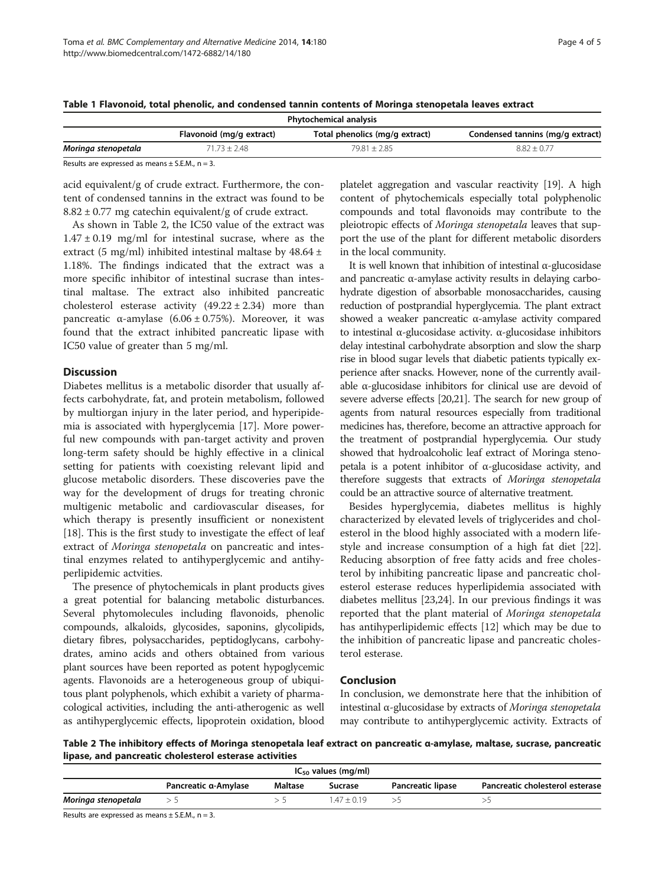**Table 1 Flavonoid, total phenolic, and condensed tannin contents of Moringa stenopetala leaves extract**

| | Phytochemical analysis | | |
|---|---|---|---|
| | Flavonoid (mg/g extract) | Total phenolics (mg/g extract) | Condensed tannins (mg/g extract) |
| *Moringa stenopetala* | 71.73 ± 2.48 | 79.81 ± 2.85 | 8.82 ± 0.77 |

Results are expressed as means ± S.E.M., n = 3.

acid equivalent/g of crude extract. Furthermore, the content of condensed tannins in the extract was found to be 8.82 ± 0.77 mg catechin equivalent/g of crude extract.

As shown in Table 2, the IC50 value of the extract was 1.47 ± 0.19 mg/ml for intestinal sucrase, where as the extract (5 mg/ml) inhibited intestinal maltase by 48.64 ± 1.18%. The findings indicated that the extract was a more specific inhibitor of intestinal sucrase than intestinal maltase. The extract also inhibited pancreatic cholesterol esterase activity (49.22 ± 2.34) more than pancreatic α-amylase (6.06 ± 0.75%). Moreover, it was found that the extract inhibited pancreatic lipase with IC50 value of greater than 5 mg/ml.

## Discussion

Diabetes mellitus is a metabolic disorder that usually affects carbohydrate, fat, and protein metabolism, followed by multiorgan injury in the later period, and hyperipidemia is associated with hyperglycemia [17]. More powerful new compounds with pan-target activity and proven long-term safety should be highly effective in a clinical setting for patients with coexisting relevant lipid and glucose metabolic disorders. These discoveries pave the way for the development of drugs for treating chronic multigenic metabolic and cardiovascular diseases, for which therapy is presently insufficient or nonexistent [18]. This is the first study to investigate the effect of leaf extract of *Moringa stenopetala* on pancreatic and intestinal enzymes related to antihyperglycemic and antihyperlipidemic actvities.

The presence of phytochemicals in plant products gives a great potential for balancing metabolic disturbances. Several phytomolecules including flavonoids, phenolic compounds, alkaloids, glycosides, saponins, glycolipids, dietary fibres, polysaccharides, peptidoglycans, carbohydrates, amino acids and others obtained from various plant sources have been reported as potent hypoglycemic agents. Flavonoids are a heterogeneous group of ubiquitous plant polyphenols, which exhibit a variety of pharmacological activities, including the anti-atherogenic as well as antihyperglycemic effects, lipoprotein oxidation, blood platelet aggregation and vascular reactivity [19]. A high content of phytochemicals especially total polyphenolic compounds and total flavonoids may contribute to the pleiotropic effects of *Moringa stenopetala* leaves that support the use of the plant for different metabolic disorders in the local community.

It is well known that inhibition of intestinal α-glucosidase and pancreatic α-amylase activity results in delaying carbohydrate digestion of absorbable monosaccharides, causing reduction of postprandial hyperglycemia. The plant extract showed a weaker pancreatic α-amylase activity compared to intestinal α-glucosidase activity. α-glucosidase inhibitors delay intestinal carbohydrate absorption and slow the sharp rise in blood sugar levels that diabetic patients typically experience after snacks. However, none of the currently available α-glucosidase inhibitors for clinical use are devoid of severe adverse effects [20,21]. The search for new group of agents from natural resources especially from traditional medicines has, therefore, become an attractive approach for the treatment of postprandial hyperglycemia. Our study showed that hydroalcoholic leaf extract of Moringa stenopetala is a potent inhibitor of α-glucosidase activity, and therefore suggests that extracts of *Moringa stenopetala* could be an attractive source of alternative treatment.

Besides hyperglycemia, diabetes mellitus is highly characterized by elevated levels of triglycerides and cholesterol in the blood highly associated with a modern lifestyle and increase consumption of a high fat diet [22]. Reducing absorption of free fatty acids and free cholesterol by inhibiting pancreatic lipase and pancreatic cholesterol esterase reduces hyperlipidemia associated with diabetes mellitus [23,24]. In our previous findings it was reported that the plant material of *Moringa stenopetala* has antihyperlipidemic effects [12] which may be due to the inhibition of pancreatic lipase and pancreatic cholesterol esterase.

## Conclusion

In conclusion, we demonstrate here that the inhibition of intestinal α-glucosidase by extracts of *Moringa stenopetala* may contribute to antihyperglycemic activity. Extracts of

**Table 2 The inhibitory effects of Moringa stenopetala leaf extract on pancreatic α-amylase, maltase, sucrase, pancreatic lipase, and pancreatic cholesterol esterase activities**

| | $IC_{50}$ values (mg/ml) | | | | |
|---|---|---|---|---|---|
| | Pancreatic α-Amylase | Maltase | Sucrase | Pancreatic lipase | Pancreatic cholesterol esterase |
| *Moringa stenopetala* | > 5 | > 5 | 1.47 ± 0.19 | >5 | >5 |

Results are expressed as means ± S.E.M., n = 3.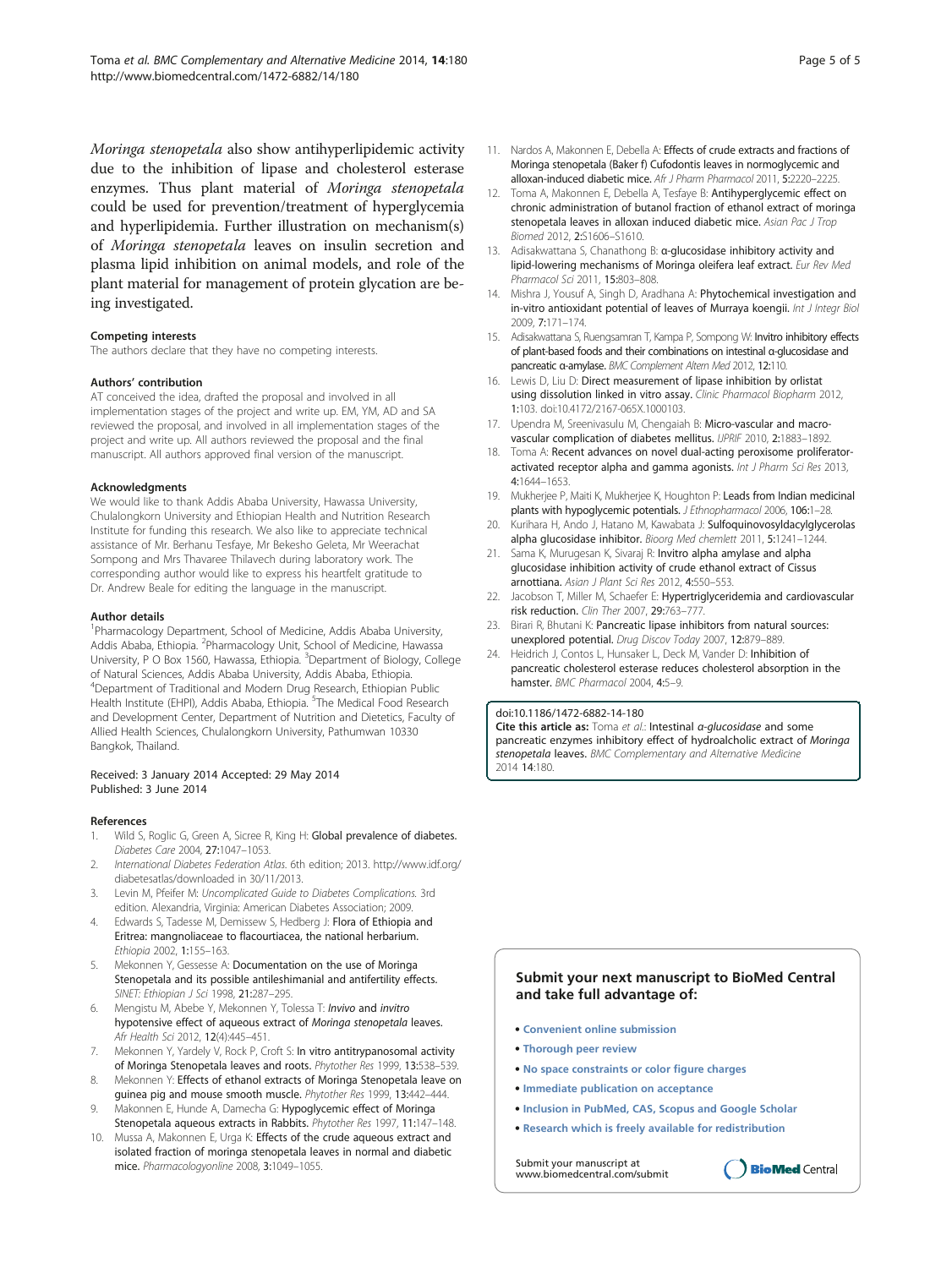*Moringa stenopetala* also show antihyperlipidemic activity due to the inhibition of lipase and cholesterol esterase enzymes. Thus plant material of *Moringa stenopetala* could be used for prevention/treatment of hyperglycemia and hyperlipidemia. Further illustration on mechanism(s) of *Moringa stenopetala* leaves on insulin secretion and plasma lipid inhibition on animal models, and role of the plant material for management of protein glycation are being investigated.

### Competing interests

The authors declare that they have no competing interests.

### Authors' contribution

AT conceived the idea, drafted the proposal and involved in all implementation stages of the project and write up. EM, YM, AD and SA reviewed the proposal, and involved in all implementation stages of the project and write up. All authors reviewed the proposal and the final manuscript. All authors approved final version of the manuscript.

### Acknowledgments

We would like to thank Addis Ababa University, Hawassa University, Chulalongkorn University and Ethiopian Health and Nutrition Research Institute for funding this research. We also like to appreciate technical assistance of Mr. Berhanu Tesfaye, Mr Bekesho Geleta, Mr Weerachat Sompong and Mrs Thavaree Thilavech during laboratory work. The corresponding author would like to express his heartfelt gratitude to Dr. Andrew Beale for editing the language in the manuscript.

### Author details

[1]Pharmacology Department, School of Medicine, Addis Ababa University, Addis Ababa, Ethiopia. [2]Pharmacology Unit, School of Medicine, Hawassa University, P O Box 1560, Hawassa, Ethiopia. [3]Department of Biology, College of Natural Sciences, Addis Ababa University, Addis Ababa, Ethiopia. [4]Department of Traditional and Modern Drug Research, Ethiopian Public Health Institute (EHPI), Addis Ababa, Ethiopia. [5]The Medical Food Research and Development Center, Department of Nutrition and Dietetics, Faculty of Allied Health Sciences, Chulalongkorn University, Pathumwan 10330 Bangkok, Thailand.

Received: 3 January 2014 Accepted: 29 May 2014
Published: 3 June 2014

### References

1. Wild S, Roglic G, Green A, Sicree R, King H: **Global prevalence of diabetes.** *Diabetes Care* 2004, **27:**1047–1053.
2. *International Diabetes Federation Atlas.* 6th edition; 2013. http://www.idf.org/diabetesatlas/downloaded in 30/11/2013.
3. Levin M, Pfeifer M: *Uncomplicated Guide to Diabetes Complications.* 3rd edition. Alexandria, Virginia: American Diabetes Association; 2009.
4. Edwards S, Tadesse M, Demissew S, Hedberg J: **Flora of Ethiopia and Eritrea: mangnoliaceae to flacourtiacea, the national herbarium.** *Ethiopia* 2002, **1:**155–163.
5. Mekonnen Y, Gessesse A: **Documentation on the use of Moringa Stenopetala and its possible antileshimanial and antifertility effects.** *SINET: Ethiopian J Sci* 1998, **21:**287–295.
6. Mengistu M, Abebe Y, Mekonnen Y, Tolessa T: ***Invivo* and *invitro* hypotensive effect of aqueous extract of *Moringa stenopetala* leaves.** *Afr Health Sci* 2012, **12**(4):445–451.
7. Mekonnen Y, Yardely V, Rock P, Croft S: **In vitro antitrypanosomal activity of Moringa Stenopetala leaves and roots.** *Phytother Res* 1999, **13:**538–539.
8. Mekonnen Y: **Effects of ethanol extracts of Moringa Stenopetala leave on guinea pig and mouse smooth muscle.** *Phytother Res* 1999, **13:**442–444.
9. Makonnen E, Hunde A, Damecha G: **Hypoglycemic effect of Moringa Stenopetala aqueous extracts in Rabbits.** *Phytother Res* 1997, **11:**147–148.
10. Mussa A, Makonnen E, Urga K: **Effects of the crude aqueous extract and isolated fraction of moringa stenopetala leaves in normal and diabetic mice.** *Pharmacologyonline* 2008, **3:**1049–1055.
11. Nardos A, Makonnen E, Debella A: **Effects of crude extracts and fractions of Moringa stenopetala (Baker f) Cufodontis leaves in normoglycemic and alloxan-induced diabetic mice.** *Afr J Pharm Pharmacol* 2011, **5:**2220–2225.
12. Toma A, Makonnen E, Debella A, Tesfaye B: **Antihyperglycemic effect on chronic administration of butanol fraction of ethanol extract of moringa stenopetala leaves in alloxan induced diabetic mice.** *Asian Pac J Trop Biomed* 2012, **2:**S1606–S1610.
13. Adisakwattana S, Chanathong B: **α-glucosidase inhibitory activity and lipid-lowering mechanisms of Moringa oleifera leaf extract.** *Eur Rev Med Pharmacol Sci* 2011, **15:**803–808.
14. Mishra J, Yousuf A, Singh D, Aradhana A: **Phytochemical investigation and in-vitro antioxidant potential of leaves of Murraya koengii.** *Int J Integr Biol* 2009, **7:**171–174.
15. Adisakwattana S, Ruengsamran T, Kampa P, Sompong W: **Invitro inhibitory effects of plant-based foods and their combinations on intestinal α-glucosidase and pancreatic α-amylase.** *BMC Complement Altern Med* 2012, **12:**110.
16. Lewis D, Liu D: **Direct measurement of lipase inhibition by orlistat using dissolution linked in vitro assay.** *Clinic Pharmacol Biopharm* 2012, **1:**103. doi:10.4172/2167-065X.1000103.
17. Upendra M, Sreenivasulu M, Chengaiah B: **Micro-vascular and macro-vascular complication of diabetes mellitus.** *IJPRIF* 2010, **2:**1883–1892.
18. Toma A: **Recent advances on novel dual-acting peroxisome proliferator-activated receptor alpha and gamma agonists.** *Int J Pharm Sci Res* 2013, **4:**1644–1653.
19. Mukherjee P, Maiti K, Mukherjee K, Houghton P: **Leads from Indian medicinal plants with hypoglycemic potentials.** *J Ethnopharmacol* 2006, **106:**1–28.
20. Kurihara H, Ando J, Hatano M, Kawabata J: **Sulfoquinovosyldacylglycerolas alpha glucosidase inhibitor.** *Bioorg Med chemlett* 2011, **5:**1241–1244.
21. Sama K, Murugesan K, Sivaraj R: **Invitro alpha amylase and alpha glucosidase inhibition activity of crude ethanol extract of Cissus arnottiana.** *Asian J Plant Sci Res* 2012, **4:**550–553.
22. Jacobson T, Miller M, Schaefer E: **Hypertriglyceridemia and cardiovascular risk reduction.** *Clin Ther* 2007, **29:**763–777.
23. Birari R, Bhutani K: **Pancreatic lipase inhibitors from natural sources: unexplored potential.** *Drug Discov Today* 2007, **12:**879–889.
24. Heidrich J, Contos L, Hunsaker L, Deck M, Vander D: **Inhibition of pancreatic cholesterol esterase reduces cholesterol absorption in the hamster.** *BMC Pharmacol* 2004, **4:**5–9.

doi:10.1186/1472-6882-14-180
**Cite this article as:** Toma *et al.*: Intestinal *α-glucosidase* and some pancreatic enzymes inhibitory effect of hydroalcholic extract of *Moringa stenopetala* leaves. *BMC Complementary and Alternative Medicine* 2014 **14**:180.

**Submit your next manuscript to BioMed Central and take full advantage of:**

- **Convenient online submission**
- **Thorough peer review**
- **No space constraints or color figure charges**
- **Immediate publication on acceptance**
- **Inclusion in PubMed, CAS, Scopus and Google Scholar**
- **Research which is freely available for redistribution**

Submit your manuscript at
www.biomedcentral.com/submit

BioMed Central